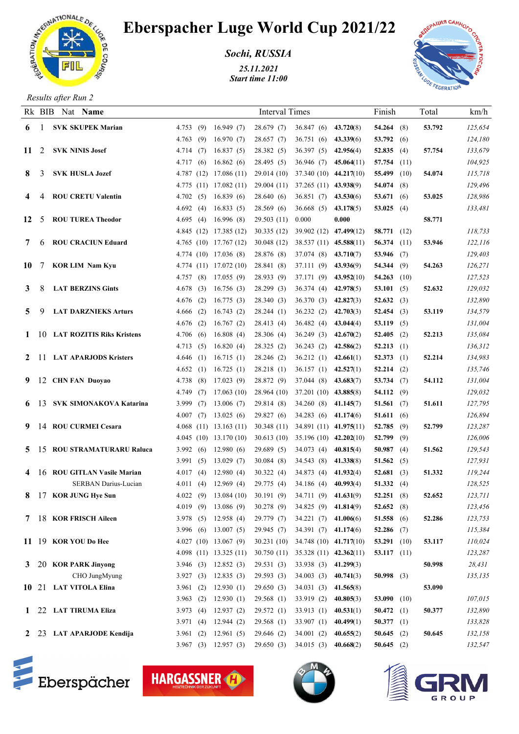# Eberspacher Luge World Cup 2021/22

***Sochi, RUSSIA***

*25.11.2021*
*Start time 11:00*

*Results after Run 2*

| Rk | BIB | Nat | Name | Interval Times | | | | | Finish | Total | km/h |
|---|---|---|---|---|---|---|---|---|---|---|---|
| **6** | 1 | **SVK** | **SKUPEK Marian** | 4.753 (9) | 16.949 (7) | 28.679 (7) | 36.847 (6) | **43.720**(8) | **54.264** (8) | **53.792** | *125,654* |
| | | | | 4.763 (9) | 16.970 (7) | 28.657 (7) | 36.751 (6) | **43.339**(6) | **53.792** (6) | | *124,180* |
| **11** | 2 | **SVK** | **NINIS Josef** | 4.714 (7) | 16.837 (5) | 28.382 (5) | 36.397 (5) | **42.956**(4) | **52.835** (4) | **57.754** | *133,679* |
| | | | | 4.717 (6) | 16.862 (6) | 28.495 (5) | 36.946 (7) | **45.064**(11) | **57.754** (11) | | *104,925* |
| **8** | 3 | **SVK** | **HUSLA Jozef** | 4.787 (12) | 17.086 (11) | 29.014 (10) | 37.340 (10) | **44.217**(10) | **55.499** (10) | **54.074** | *115,718* |
| | | | | 4.775 (11) | 17.082 (11) | 29.004 (11) | 37.265 (11) | **43.938**(9) | **54.074** (8) | | *129,496* |
| **4** | 4 | **ROU** | **CRETU Valentin** | 4.702 (5) | 16.839 (6) | 28.640 (6) | 36.851 (7) | **43.530**(6) | **53.671** (6) | **53.025** | *128,986* |
| | | | | 4.692 (4) | 16.833 (5) | 28.569 (6) | 36.668 (5) | **43.178**(5) | **53.025** (4) | | *133,481* |
| **12** | 5 | **ROU** | **TUREA Theodor** | 4.695 (4) | 16.996 (8) | 29.503 (11) | 0.000 | **0.000** | | **58.771** | |
| | | | | 4.845 (12) | 17.385 (12) | 30.335 (12) | 39.902 (12) | **47.499**(12) | **58.771** (12) | | *118,733* |
| **7** | 6 | **ROU** | **CRACIUN Eduard** | 4.765 (10) | 17.767 (12) | 30.048 (12) | 38.537 (11) | **45.588**(11) | **56.374** (11) | **53.946** | *122,116* |
| | | | | 4.774 (10) | 17.036 (8) | 28.876 (8) | 37.074 (8) | **43.710**(7) | **53.946** (7) | | *129,403* |
| **10** | 7 | **KOR** | **LIM Nam Kyu** | 4.774 (11) | 17.072 (10) | 28.841 (8) | 37.111 (9) | **43.936**(9) | **54.344** (9) | **54.263** | *126,271* |
| | | | | 4.757 (8) | 17.055 (9) | 28.933 (9) | 37.171 (9) | **43.952**(10) | **54.263** (10) | | *127,523* |
| **3** | 8 | **LAT** | **BERZINS Gints** | 4.678 (3) | 16.756 (3) | 28.299 (3) | 36.374 (4) | **42.978**(5) | **53.101** (5) | **52.632** | *129,032* |
| | | | | 4.676 (2) | 16.775 (3) | 28.340 (3) | 36.370 (3) | **42.827**(3) | **52.632** (3) | | *132,890* |
| **5** | 9 | **LAT** | **DARZNIEKS Arturs** | 4.666 (2) | 16.743 (2) | 28.244 (1) | 36.232 (2) | **42.703**(3) | **52.454** (3) | **53.119** | *134,579* |
| | | | | 4.676 (2) | 16.767 (2) | 28.413 (4) | 36.482 (4) | **43.044**(4) | **53.119** (5) | | *131,004* |
| **1** | 10 | **LAT** | **ROZITIS Riks Kristens** | 4.706 (6) | 16.808 (4) | 28.306 (4) | 36.249 (3) | **42.670**(2) | **52.405** (2) | **52.213** | *135,084* |
| | | | | 4.713 (5) | 16.820 (4) | 28.325 (2) | 36.243 (2) | **42.586**(2) | **52.213** (1) | | *136,312* |
| **2** | 11 | **LAT** | **APARJODS Kristers** | 4.646 (1) | 16.715 (1) | 28.246 (2) | 36.212 (1) | **42.661**(1) | **52.373** (1) | **52.214** | *134,983* |
| | | | | 4.652 (1) | 16.725 (1) | 28.218 (1) | 36.157 (1) | **42.527**(1) | **52.214** (2) | | *135,746* |
| **9** | 12 | **CHN** | **FAN Duoyao** | 4.738 (8) | 17.023 (9) | 28.872 (9) | 37.044 (8) | **43.683**(7) | **53.734** (7) | **54.112** | *131,004* |
| | | | | 4.749 (7) | 17.063 (10) | 28.964 (10) | 37.201 (10) | **43.885**(8) | **54.112** (9) | | *129,032* |
| **6** | 13 | **SVK** | **SIMONAKOVA Katarina** | 3.999 (7) | 13.006 (7) | 29.814 (8) | 34.260 (8) | **41.145**(7) | **51.561** (7) | **51.611** | *127,795* |
| | | | | 4.007 (7) | 13.025 (6) | 29.827 (6) | 34.283 (6) | **41.174**(6) | **51.611** (6) | | *126,894* |
| **9** | 14 | **ROU** | **CURMEI Cesara** | 4.068 (11) | 13.163 (11) | 30.348 (11) | 34.891 (11) | **41.975**(11) | **52.785** (9) | **52.799** | *123,287* |
| | | | | 4.045 (10) | 13.170 (10) | 30.613 (10) | 35.196 (10) | **42.202**(10) | **52.799** (9) | | *126,006* |
| **5** | 15 | **ROU** | **STRAMATURARU Raluca** | 3.992 (6) | 12.980 (6) | 29.689 (5) | 34.073 (4) | **40.815**(4) | **50.987** (4) | **51.562** | *129,543* |
| | | | | 3.991 (5) | 13.029 (7) | 30.084 (8) | 34.543 (8) | **41.338**(8) | **51.562** (5) | | *127,931* |
| **4** | 16 | **ROU** | **GITLAN Vasile Marian** / SERBAN Darius-Lucian | 4.017 (4) | 12.980 (4) | 30.322 (4) | 34.873 (4) | **41.932**(4) | **52.681** (3) | **51.332** | *119,244* |
| | | | | 4.011 (4) | 12.969 (4) | 29.775 (4) | 34.186 (4) | **40.993**(4) | **51.332** (4) | | *128,525* |
| **8** | 17 | **KOR** | **JUNG Hye Sun** | 4.022 (9) | 13.084 (10) | 30.191 (9) | 34.711 (9) | **41.631**(9) | **52.251** (8) | **52.652** | *123,711* |
| | | | | 4.019 (9) | 13.086 (9) | 30.278 (9) | 34.825 (9) | **41.814**(9) | **52.652** (8) | | *123,456* |
| **7** | 18 | **KOR** | **FRISCH Aileen** | 3.978 (5) | 12.958 (4) | 29.779 (7) | 34.221 (7) | **41.006**(6) | **51.558** (6) | **52.286** | *123,753* |
| | | | | 3.996 (6) | 13.007 (5) | 29.945 (7) | 34.391 (7) | **41.174**(6) | **52.286** (7) | | *115,384* |
| **11** | 19 | **KOR** | **YOU Do Hee** | 4.027 (10) | 13.067 (9) | 30.231 (10) | 34.748 (10) | **41.717**(10) | **53.291** (10) | **53.117** | *110,024* |
| | | | | 4.098 (11) | 13.325 (11) | 30.750 (11) | 35.328 (11) | **42.362**(11) | **53.117** (11) | | *123,287* |
| **3** | 20 | **KOR** | **PARK Jinyong** / CHO JungMyung | 3.946 (3) | 12.852 (3) | 29.531 (3) | 33.938 (3) | **41.299**(3) | | **50.998** | *28,431* |
| | | | | 3.927 (3) | 12.835 (3) | 29.593 (3) | 34.003 (3) | **40.741**(3) | **50.998** (3) | | *135,135* |
| **10** | 21 | **LAT** | **VITOLA Elina** | 3.961 (2) | 12.930 (1) | 29.650 (3) | 34.031 (3) | **41.565**(8) | | **53.090** | |
| | | | | 3.963 (2) | 12.930 (1) | 29.568 (1) | 33.919 (2) | **40.805**(3) | **53.090** (10) | | *107,015* |
| **1** | 22 | **LAT** | **TIRUMA Eliza** | 3.973 (4) | 12.937 (2) | 29.572 (1) | 33.913 (1) | **40.531**(1) | **50.472** (1) | **50.377** | *132,890* |
| | | | | 3.971 (4) | 12.944 (2) | 29.568 (1) | 33.907 (1) | **40.499**(1) | **50.377** (1) | | *133,828* |
| **2** | 23 | **LAT** | **APARJODE Kendija** | 3.961 (2) | 12.961 (5) | 29.646 (2) | 34.001 (2) | **40.655**(2) | **50.645** (2) | **50.645** | *132,158* |
| | | | | 3.967 (3) | 12.957 (3) | 29.650 (3) | 34.015 (3) | **40.668**(2) | **50.645** (2) | | *132,547* |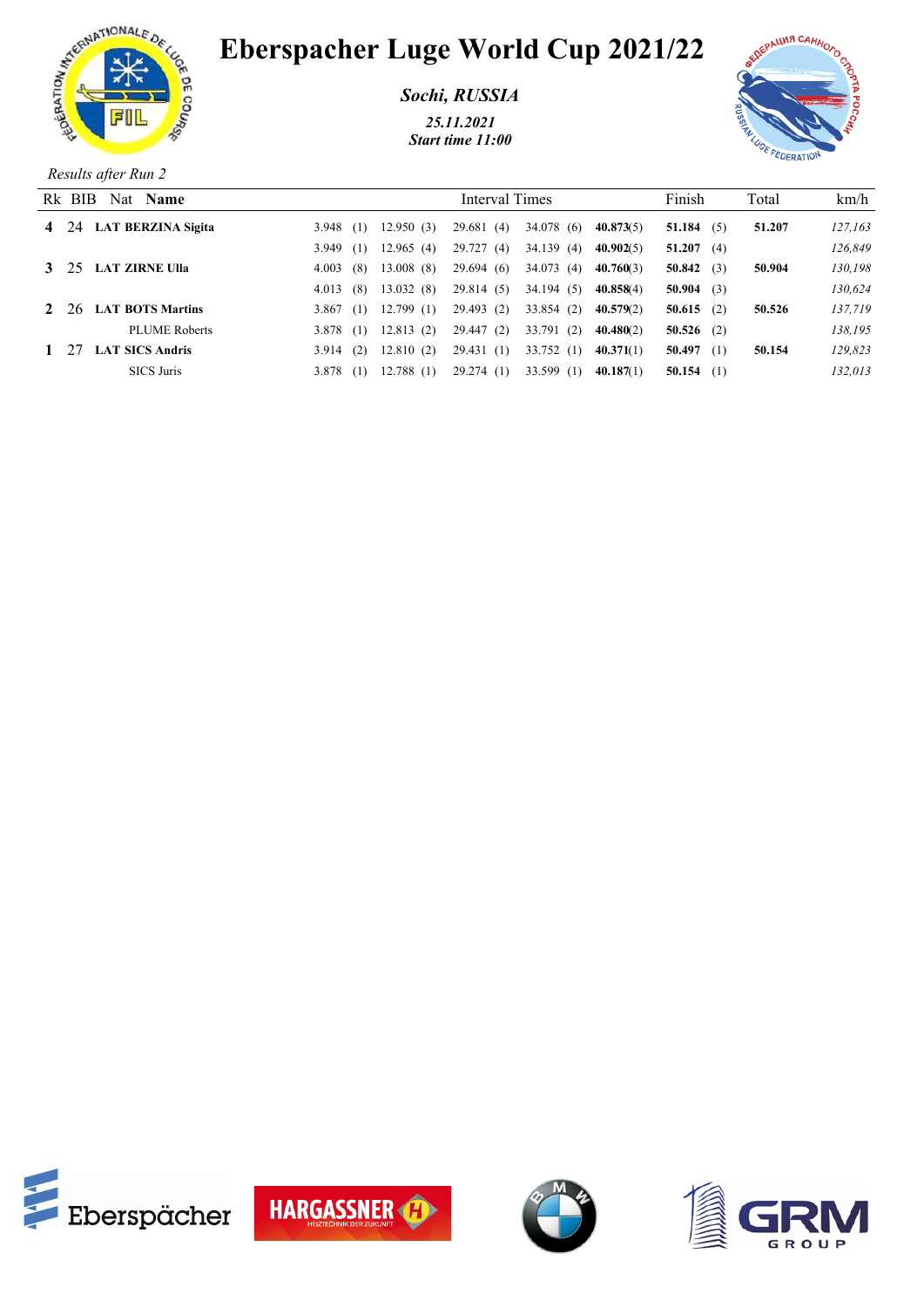# Eberspacher Luge World Cup 2021/22

*Sochi, RUSSIA*

*25.11.2021*
*Start time 11:00*

*Results after Run 2*

| Rk | BIB | Nat | Name | Interval Times | | | | | Finish | Total | km/h |
|---|---|---|---|---|---|---|---|---|---|---|---|
| **4** | 24 | **LAT** | **BERZINA Sigita** | 3.948 (1) | 12.950 (3) | 29.681 (4) | 34.078 (6) | **40.873**(5) | **51.184** (5) | **51.207** | *127,163* |
| | | | | 3.949 (1) | 12.965 (4) | 29.727 (4) | 34.139 (4) | **40.902**(5) | **51.207** (4) | | *126,849* |
| **3** | 25 | **LAT** | **ZIRNE Ulla** | 4.003 (8) | 13.008 (8) | 29.694 (6) | 34.073 (4) | **40.760**(3) | **50.842** (3) | **50.904** | *130,198* |
| | | | | 4.013 (8) | 13.032 (8) | 29.814 (5) | 34.194 (5) | **40.858**(4) | **50.904** (3) | | *130,624* |
| **2** | 26 | **LAT** | **BOTS Martins** | 3.867 (1) | 12.799 (1) | 29.493 (2) | 33.854 (2) | **40.579**(2) | **50.615** (2) | **50.526** | *137,719* |
| | | | PLUME Roberts | 3.878 (1) | 12.813 (2) | 29.447 (2) | 33.791 (2) | **40.480**(2) | **50.526** (2) | | *138,195* |
| **1** | 27 | **LAT** | **SICS Andris** | 3.914 (2) | 12.810 (2) | 29.431 (1) | 33.752 (1) | **40.371**(1) | **50.497** (1) | **50.154** | *129,823* |
| | | | SICS Juris | 3.878 (1) | 12.788 (1) | 29.274 (1) | 33.599 (1) | **40.187**(1) | **50.154** (1) | | *132,013* |